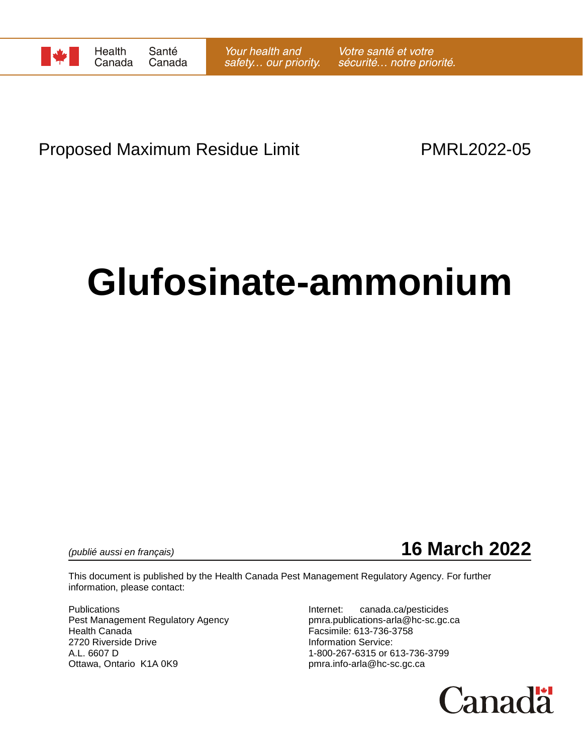Health Canada / Santé Canada

*Your health and safety… our priority.* *Votre santé et votre sécurité… notre priorité.*

Proposed Maximum Residue Limit PMRL2022-05

# Glufosinate-ammonium

*(publié aussi en français)*

**16 March 2022**

This document is published by the Health Canada Pest Management Regulatory Agency. For further information, please contact:

Publications
Pest Management Regulatory Agency
Health Canada
2720 Riverside Drive
A.L. 6607 D
Ottawa, Ontario K1A 0K9

Internet: canada.ca/pesticides
pmra.publications-arla@hc-sc.gc.ca
Facsimile: 613-736-3758
Information Service:
1-800-267-6315 or 613-736-3799
pmra.info-arla@hc-sc.gc.ca

Canada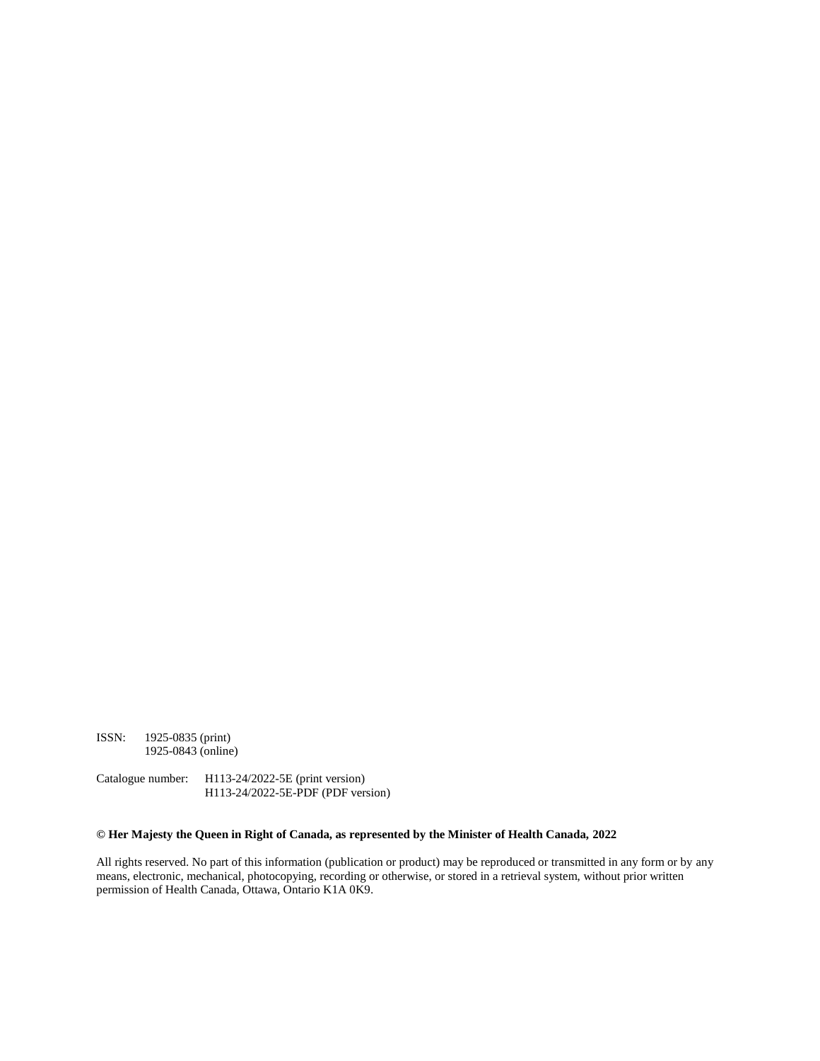ISSN: 1925-0835 (print)
1925-0843 (online)

Catalogue number: H113-24/2022-5E (print version)
H113-24/2022-5E-PDF (PDF version)

**© Her Majesty the Queen in Right of Canada, as represented by the Minister of Health Canada, 2022**

All rights reserved. No part of this information (publication or product) may be reproduced or transmitted in any form or by any means, electronic, mechanical, photocopying, recording or otherwise, or stored in a retrieval system, without prior written permission of Health Canada, Ottawa, Ontario K1A 0K9.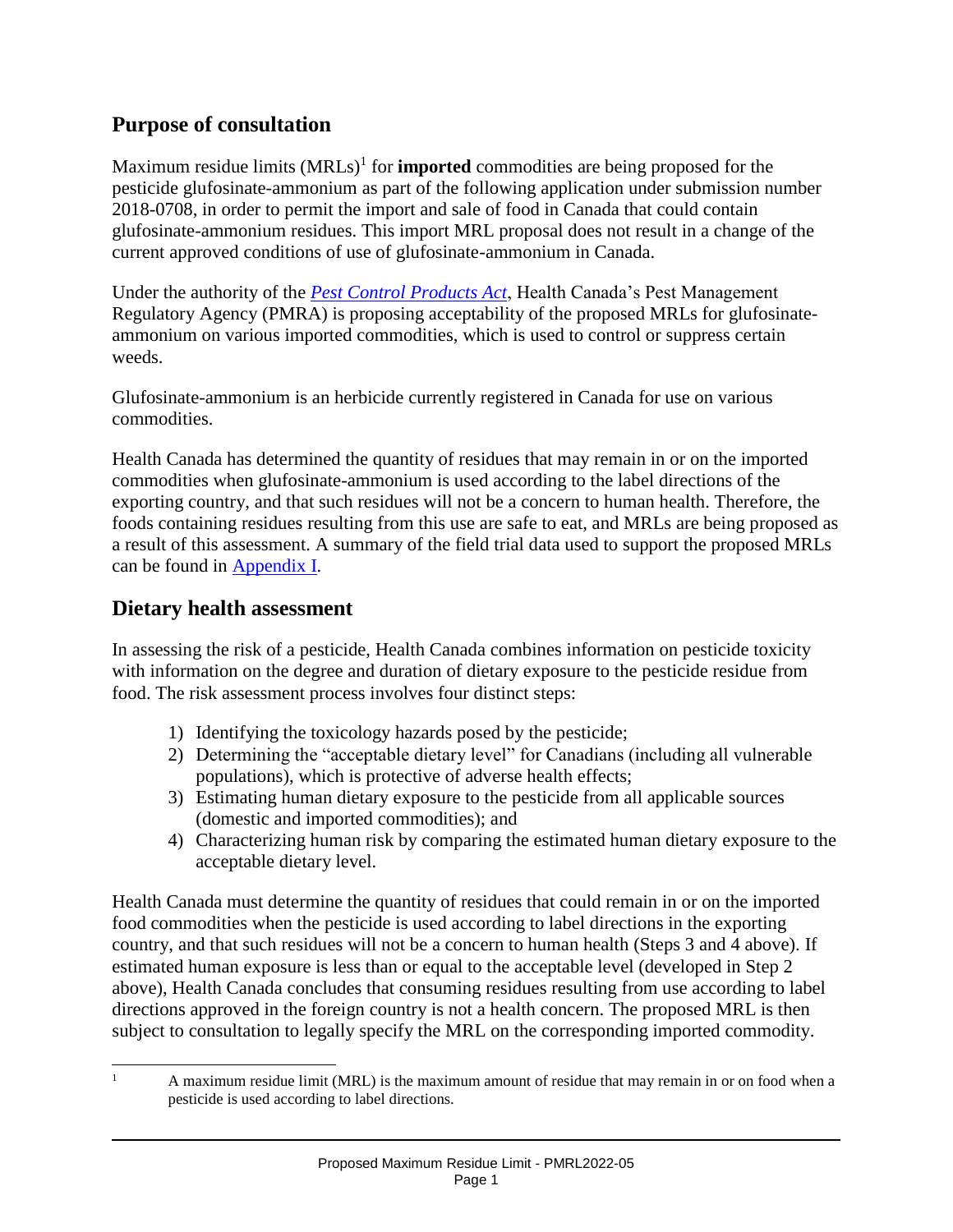## Purpose of consultation

Maximum residue limits (MRLs)[1] for **imported** commodities are being proposed for the pesticide glufosinate-ammonium as part of the following application under submission number 2018-0708, in order to permit the import and sale of food in Canada that could contain glufosinate-ammonium residues. This import MRL proposal does not result in a change of the current approved conditions of use of glufosinate-ammonium in Canada.

Under the authority of the *Pest Control Products Act*, Health Canada's Pest Management Regulatory Agency (PMRA) is proposing acceptability of the proposed MRLs for glufosinate-ammonium on various imported commodities, which is used to control or suppress certain weeds.

Glufosinate-ammonium is an herbicide currently registered in Canada for use on various commodities.

Health Canada has determined the quantity of residues that may remain in or on the imported commodities when glufosinate-ammonium is used according to the label directions of the exporting country, and that such residues will not be a concern to human health. Therefore, the foods containing residues resulting from this use are safe to eat, and MRLs are being proposed as a result of this assessment. A summary of the field trial data used to support the proposed MRLs can be found in Appendix I.

## Dietary health assessment

In assessing the risk of a pesticide, Health Canada combines information on pesticide toxicity with information on the degree and duration of dietary exposure to the pesticide residue from food. The risk assessment process involves four distinct steps:

1) Identifying the toxicology hazards posed by the pesticide;
2) Determining the "acceptable dietary level" for Canadians (including all vulnerable populations), which is protective of adverse health effects;
3) Estimating human dietary exposure to the pesticide from all applicable sources (domestic and imported commodities); and
4) Characterizing human risk by comparing the estimated human dietary exposure to the acceptable dietary level.

Health Canada must determine the quantity of residues that could remain in or on the imported food commodities when the pesticide is used according to label directions in the exporting country, and that such residues will not be a concern to human health (Steps 3 and 4 above). If estimated human exposure is less than or equal to the acceptable level (developed in Step 2 above), Health Canada concludes that consuming residues resulting from use according to label directions approved in the foreign country is not a health concern. The proposed MRL is then subject to consultation to legally specify the MRL on the corresponding imported commodity.

[1] A maximum residue limit (MRL) is the maximum amount of residue that may remain in or on food when a pesticide is used according to label directions.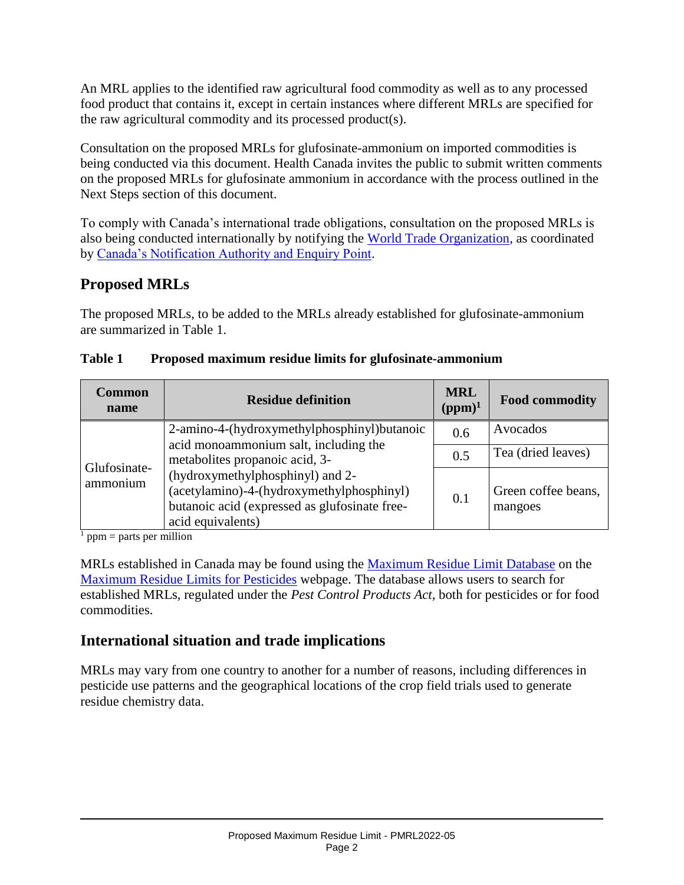An MRL applies to the identified raw agricultural food commodity as well as to any processed food product that contains it, except in certain instances where different MRLs are specified for the raw agricultural commodity and its processed product(s).

Consultation on the proposed MRLs for glufosinate-ammonium on imported commodities is being conducted via this document. Health Canada invites the public to submit written comments on the proposed MRLs for glufosinate ammonium in accordance with the process outlined in the Next Steps section of this document.

To comply with Canada's international trade obligations, consultation on the proposed MRLs is also being conducted internationally by notifying the World Trade Organization, as coordinated by Canada's Notification Authority and Enquiry Point.

## Proposed MRLs

The proposed MRLs, to be added to the MRLs already established for glufosinate-ammonium are summarized in Table 1.

**Table 1 Proposed maximum residue limits for glufosinate-ammonium**

| Common name | Residue definition | MRL (ppm)[1] | Food commodity |
|---|---|---|---|
| Glufosinate-ammonium | 2-amino-4-(hydroxymethylphosphinyl)butanoic acid monoammonium salt, including the metabolites propanoic acid, 3-(hydroxymethylphosphinyl) and 2-(acetylamino)-4-(hydroxymethylphosphinyl) butanoic acid (expressed as glufosinate free-acid equivalents) | 0.6 | Avocados |
| | | 0.5 | Tea (dried leaves) |
| | | 0.1 | Green coffee beans, mangoes |

[1] ppm = parts per million

MRLs established in Canada may be found using the Maximum Residue Limit Database on the Maximum Residue Limits for Pesticides webpage. The database allows users to search for established MRLs, regulated under the *Pest Control Products Act*, both for pesticides or for food commodities.

## International situation and trade implications

MRLs may vary from one country to another for a number of reasons, including differences in pesticide use patterns and the geographical locations of the crop field trials used to generate residue chemistry data.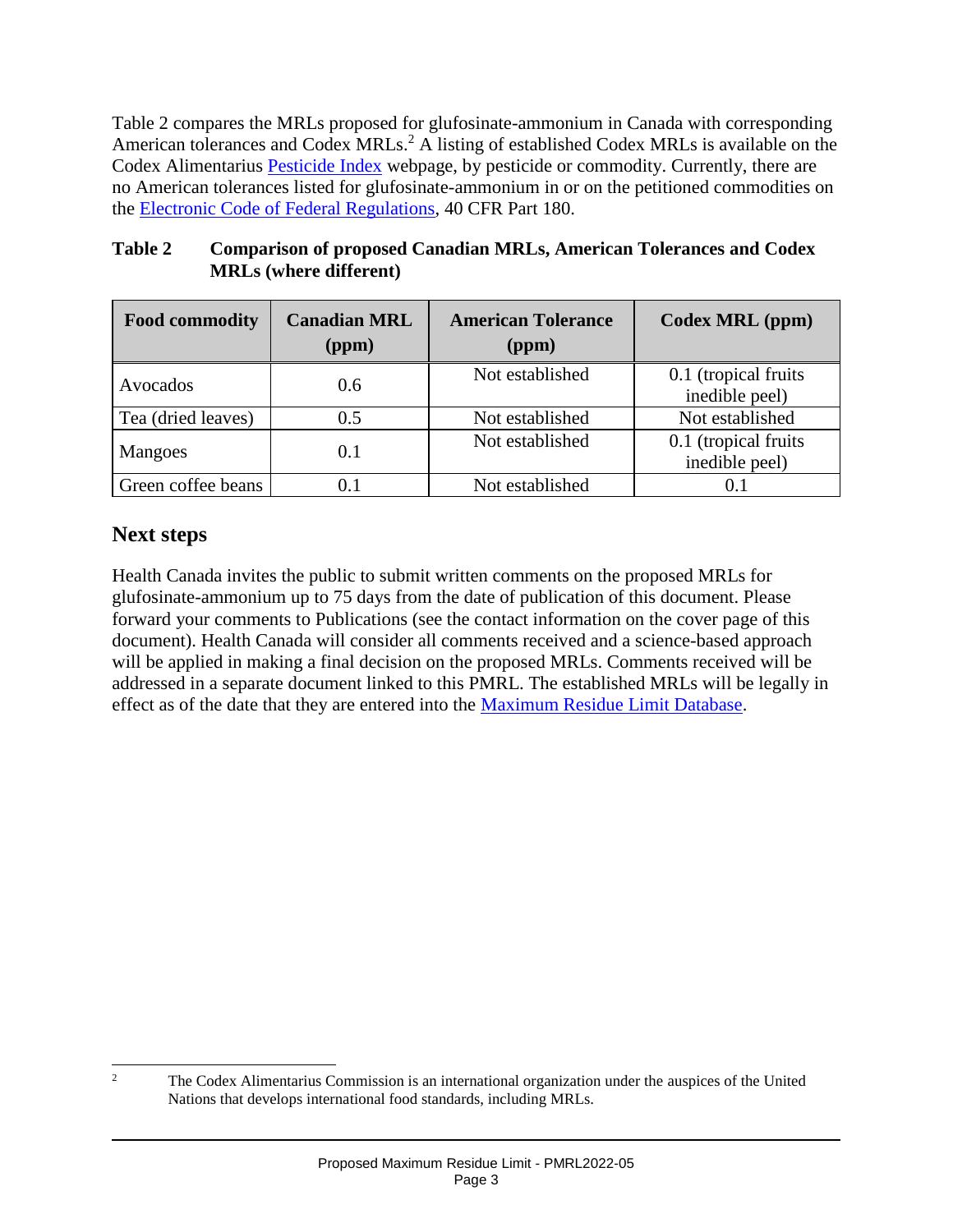Table 2 compares the MRLs proposed for glufosinate-ammonium in Canada with corresponding American tolerances and Codex MRLs.[2] A listing of established Codex MRLs is available on the Codex Alimentarius Pesticide Index webpage, by pesticide or commodity. Currently, there are no American tolerances listed for glufosinate-ammonium in or on the petitioned commodities on the Electronic Code of Federal Regulations, 40 CFR Part 180.

**Table 2 Comparison of proposed Canadian MRLs, American Tolerances and Codex MRLs (where different)**

| Food commodity | Canadian MRL (ppm) | American Tolerance (ppm) | Codex MRL (ppm) |
|---|---|---|---|
| Avocados | 0.6 | Not established | 0.1 (tropical fruits inedible peel) |
| Tea (dried leaves) | 0.5 | Not established | Not established |
| Mangoes | 0.1 | Not established | 0.1 (tropical fruits inedible peel) |
| Green coffee beans | 0.1 | Not established | 0.1 |

## Next steps

Health Canada invites the public to submit written comments on the proposed MRLs for glufosinate-ammonium up to 75 days from the date of publication of this document. Please forward your comments to Publications (see the contact information on the cover page of this document). Health Canada will consider all comments received and a science-based approach will be applied in making a final decision on the proposed MRLs. Comments received will be addressed in a separate document linked to this PMRL. The established MRLs will be legally in effect as of the date that they are entered into the Maximum Residue Limit Database.

---

[2] The Codex Alimentarius Commission is an international organization under the auspices of the United Nations that develops international food standards, including MRLs.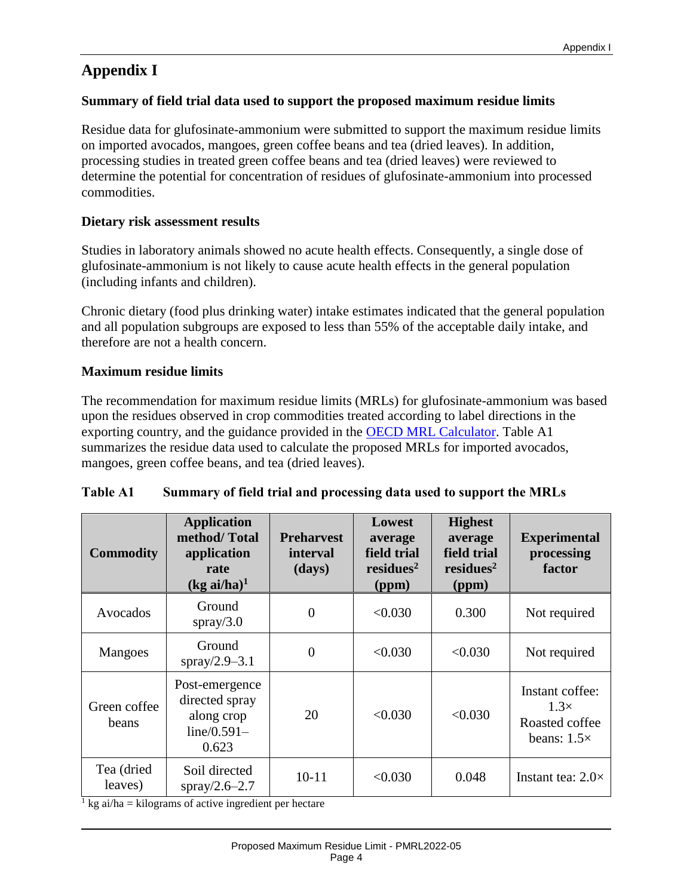# Appendix I

### Summary of field trial data used to support the proposed maximum residue limits

Residue data for glufosinate-ammonium were submitted to support the maximum residue limits on imported avocados, mangoes, green coffee beans and tea (dried leaves). In addition, processing studies in treated green coffee beans and tea (dried leaves) were reviewed to determine the potential for concentration of residues of glufosinate-ammonium into processed commodities.

### Dietary risk assessment results

Studies in laboratory animals showed no acute health effects. Consequently, a single dose of glufosinate-ammonium is not likely to cause acute health effects in the general population (including infants and children).

Chronic dietary (food plus drinking water) intake estimates indicated that the general population and all population subgroups are exposed to less than 55% of the acceptable daily intake, and therefore are not a health concern.

### Maximum residue limits

The recommendation for maximum residue limits (MRLs) for glufosinate-ammonium was based upon the residues observed in crop commodities treated according to label directions in the exporting country, and the guidance provided in the [OECD MRL Calculator](). Table A1 summarizes the residue data used to calculate the proposed MRLs for imported avocados, mangoes, green coffee beans, and tea (dried leaves).

**Table A1 Summary of field trial and processing data used to support the MRLs**

| Commodity | Application method/ Total application rate (kg ai/ha)[1] | Preharvest interval (days) | Lowest average field trial residues[2] (ppm) | Highest average field trial residues[2] (ppm) | Experimental processing factor |
|---|---|---|---|---|---|
| Avocados | Ground spray/3.0 | 0 | <0.030 | 0.300 | Not required |
| Mangoes | Ground spray/2.9–3.1 | 0 | <0.030 | <0.030 | Not required |
| Green coffee beans | Post-emergence directed spray along crop line/0.591–0.623 | 20 | <0.030 | <0.030 | Instant coffee: 1.3× Roasted coffee beans: 1.5× |
| Tea (dried leaves) | Soil directed spray/2.6–2.7 | 10-11 | <0.030 | 0.048 | Instant tea: 2.0× |

[1] kg ai/ha = kilograms of active ingredient per hectare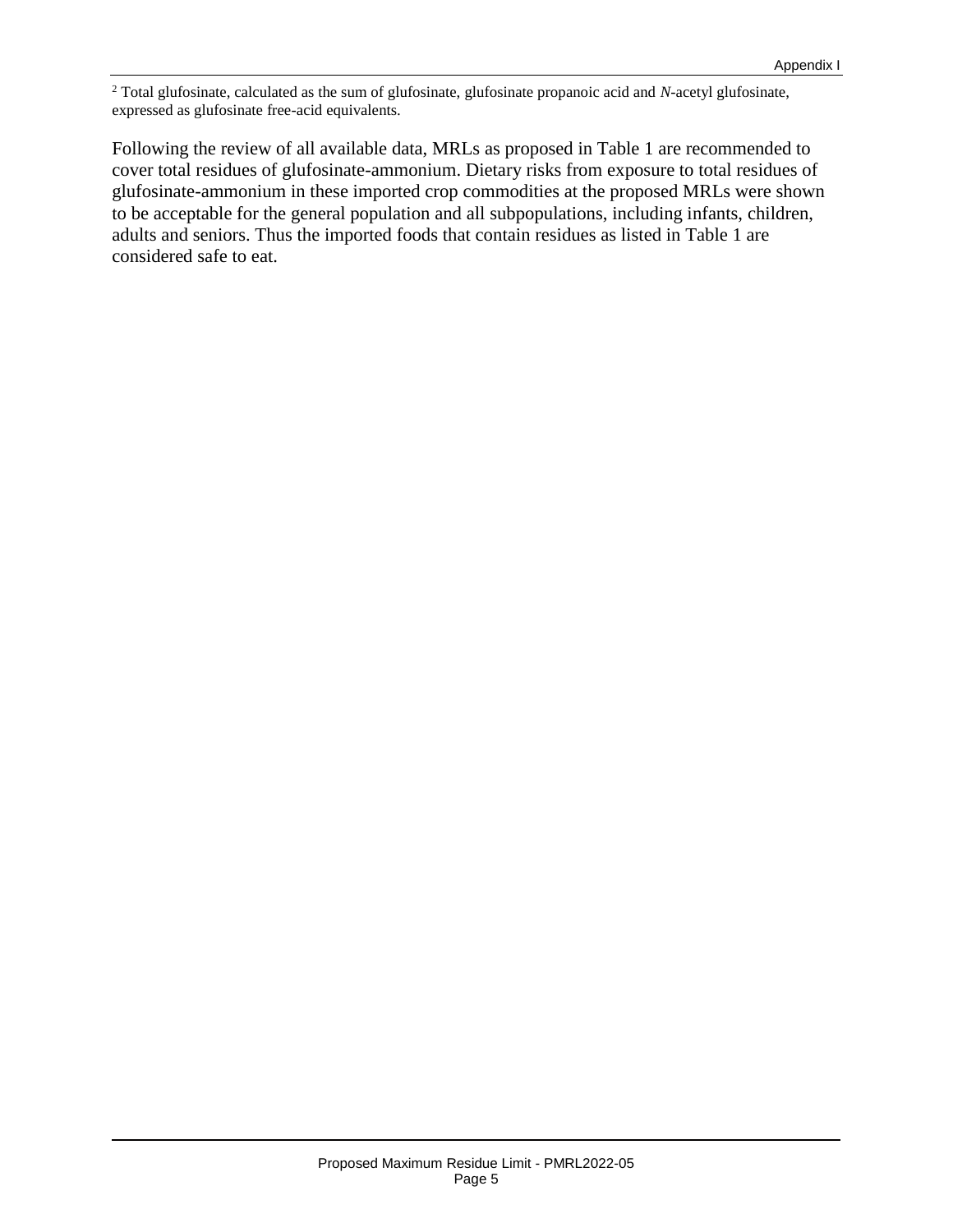[2] Total glufosinate, calculated as the sum of glufosinate, glufosinate propanoic acid and *N*-acetyl glufosinate, expressed as glufosinate free-acid equivalents.

Following the review of all available data, MRLs as proposed in Table 1 are recommended to cover total residues of glufosinate-ammonium. Dietary risks from exposure to total residues of glufosinate-ammonium in these imported crop commodities at the proposed MRLs were shown to be acceptable for the general population and all subpopulations, including infants, children, adults and seniors. Thus the imported foods that contain residues as listed in Table 1 are considered safe to eat.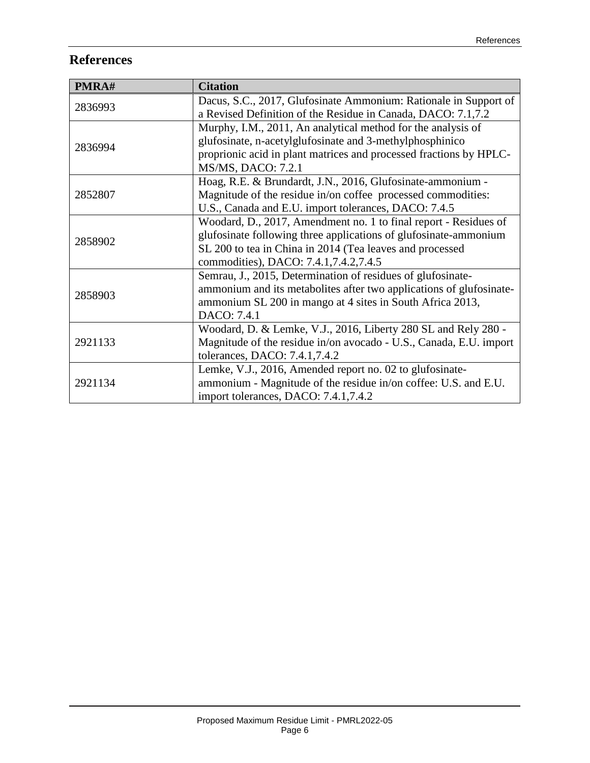# References

| PMRA# | Citation |
|---|---|
| 2836993 | Dacus, S.C., 2017, Glufosinate Ammonium: Rationale in Support of a Revised Definition of the Residue in Canada, DACO: 7.1,7.2 |
| 2836994 | Murphy, I.M., 2011, An analytical method for the analysis of glufosinate, n-acetylglufosinate and 3-methylphosphinico proprionic acid in plant matrices and processed fractions by HPLC-MS/MS, DACO: 7.2.1 |
| 2852807 | Hoag, R.E. & Brundardt, J.N., 2016, Glufosinate-ammonium - Magnitude of the residue in/on coffee processed commodities: U.S., Canada and E.U. import tolerances, DACO: 7.4.5 |
| 2858902 | Woodard, D., 2017, Amendment no. 1 to final report - Residues of glufosinate following three applications of glufosinate-ammonium SL 200 to tea in China in 2014 (Tea leaves and processed commodities), DACO: 7.4.1,7.4.2,7.4.5 |
| 2858903 | Semrau, J., 2015, Determination of residues of glufosinate-ammonium and its metabolites after two applications of glufosinate-ammonium SL 200 in mango at 4 sites in South Africa 2013, DACO: 7.4.1 |
| 2921133 | Woodard, D. & Lemke, V.J., 2016, Liberty 280 SL and Rely 280 - Magnitude of the residue in/on avocado - U.S., Canada, E.U. import tolerances, DACO: 7.4.1,7.4.2 |
| 2921134 | Lemke, V.J., 2016, Amended report no. 02 to glufosinate-ammonium - Magnitude of the residue in/on coffee: U.S. and E.U. import tolerances, DACO: 7.4.1,7.4.2 |